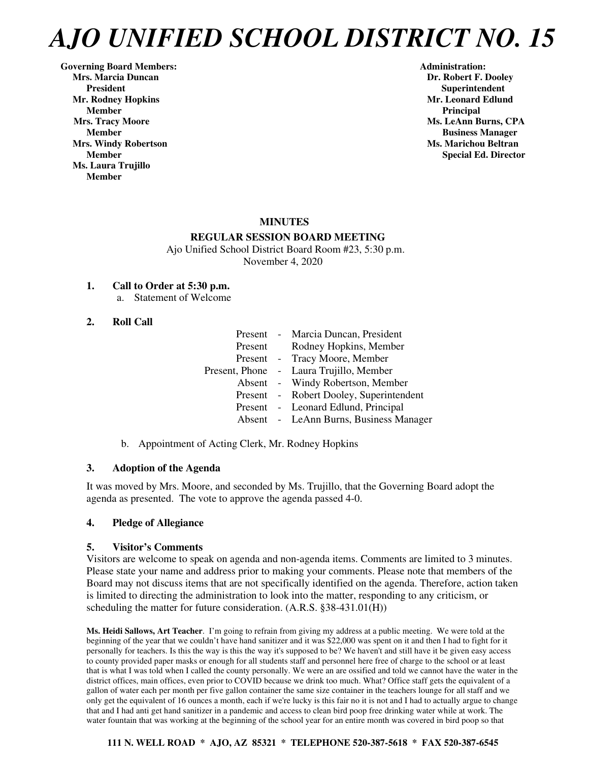# AJO UNIFIED SCHOOL DISTRICT NO. 15

**Governing Board Members:**
**Mrs. Marcia Duncan**
**President**
**Mr. Rodney Hopkins**
**Member**
**Mrs. Tracy Moore**
**Member**
**Mrs. Windy Robertson**
**Member**
**Ms. Laura Trujillo**
**Member**

**Administration:**
**Dr. Robert F. Dooley**
**Superintendent**
**Mr. Leonard Edlund**
**Principal**
**Ms. LeAnn Burns, CPA**
**Business Manager**
**Ms. Marichou Beltran**
**Special Ed. Director**

**MINUTES**

**REGULAR SESSION BOARD MEETING**

Ajo Unified School District Board Room #23, 5:30 p.m.
November 4, 2020

**1. Call to Order at 5:30 p.m.**

a. Statement of Welcome

**2. Roll Call**

| | | |
|---|---|---|
| Present | - | Marcia Duncan, President |
| Present | | Rodney Hopkins, Member |
| Present | - | Tracy Moore, Member |
| Present, Phone | - | Laura Trujillo, Member |
| Absent | - | Windy Robertson, Member |
| Present | - | Robert Dooley, Superintendent |
| Present | - | Leonard Edlund, Principal |
| Absent | - | LeAnn Burns, Business Manager |

b. Appointment of Acting Clerk, Mr. Rodney Hopkins

**3. Adoption of the Agenda**

It was moved by Mrs. Moore, and seconded by Ms. Trujillo, that the Governing Board adopt the agenda as presented. The vote to approve the agenda passed 4-0.

**4. Pledge of Allegiance**

**5. Visitor's Comments**

Visitors are welcome to speak on agenda and non-agenda items. Comments are limited to 3 minutes. Please state your name and address prior to making your comments. Please note that members of the Board may not discuss items that are not specifically identified on the agenda. Therefore, action taken is limited to directing the administration to look into the matter, responding to any criticism, or scheduling the matter for future consideration. (A.R.S. §38-431.01(H))

**Ms. Heidi Sallows, Art Teacher**. I'm going to refrain from giving my address at a public meeting. We were told at the beginning of the year that we couldn't have hand sanitizer and it was $22,000 was spent on it and then I had to fight for it personally for teachers. Is this the way is this the way it's supposed to be? We haven't and still have it be given easy access to county provided paper masks or enough for all students staff and personnel here free of charge to the school or at least that is what I was told when I called the county personally. We were an are ossified and told we cannot have the water in the district offices, main offices, even prior to COVID because we drink too much. What? Office staff gets the equivalent of a gallon of water each per month per five gallon container the same size container in the teachers lounge for all staff and we only get the equivalent of 16 ounces a month, each if we're lucky is this fair no it is not and I had to actually argue to change that and I had anti get hand sanitizer in a pandemic and access to clean bird poop free drinking water while at work. The water fountain that was working at the beginning of the school year for an entire month was covered in bird poop so that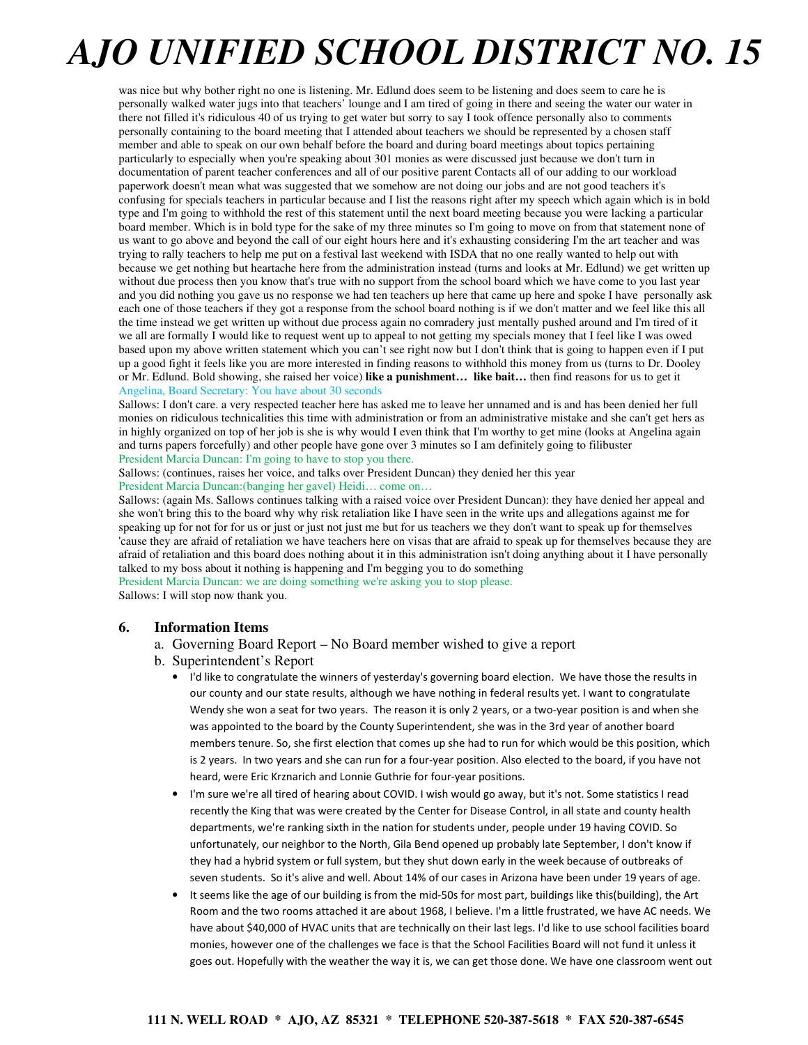was nice but why bother right no one is listening. Mr. Edlund does seem to be listening and does seem to care he is personally walked water jugs into that teachers' lounge and I am tired of going in there and seeing the water our water in there not filled it's ridiculous 40 of us trying to get water but sorry to say I took offence personally also to comments personally containing to the board meeting that I attended about teachers we should be represented by a chosen staff member and able to speak on our own behalf before the board and during board meetings about topics pertaining particularly to especially when you're speaking about 301 monies as were discussed just because we don't turn in documentation of parent teacher conferences and all of our positive parent Contacts all of our adding to our workload paperwork doesn't mean what was suggested that we somehow are not doing our jobs and are not good teachers it's confusing for specials teachers in particular because and I list the reasons right after my speech which again which is in bold type and I'm going to withhold the rest of this statement until the next board meeting because you were lacking a particular board member. Which is in bold type for the sake of my three minutes so I'm going to move on from that statement none of us want to go above and beyond the call of our eight hours here and it's exhausting considering I'm the art teacher and was trying to rally teachers to help me put on a festival last weekend with ISDA that no one really wanted to help out with because we get nothing but heartache here from the administration instead (turns and looks at Mr. Edlund) we get written up without due process then you know that's true with no support from the school board which we have come to you last year and you did nothing you gave us no response we had ten teachers up here that came up here and spoke I have personally ask each one of those teachers if they got a response from the school board nothing is if we don't matter and we feel like this all the time instead we get written up without due process again no comradery just mentally pushed around and I'm tired of it we all are formally I would like to request went up to appeal to not getting my specials money that I feel like I was owed based upon my above written statement which you can't see right now but I don't think that is going to happen even if I put up a good fight it feels like you are more interested in finding reasons to withhold this money from us (turns to Dr. Dooley or Mr. Edlund. Bold showing, she raised her voice) **like a punishment… like bait…** then find reasons for us to get it

Angelina, Board Secretary: You have about 30 seconds

Sallows: I don't care. a very respected teacher here has asked me to leave her unnamed and is and has been denied her full monies on ridiculous technicalities this time with administration or from an administrative mistake and she can't get hers as in highly organized on top of her job is she is why would I even think that I'm worthy to get mine (looks at Angelina again and turns papers forcefully) and other people have gone over 3 minutes so I am definitely going to filibuster

President Marcia Duncan: I'm going to have to stop you there.

Sallows: (continues, raises her voice, and talks over President Duncan) they denied her this year

President Marcia Duncan:(banging her gavel) Heidi… come on…

Sallows: (again Ms. Sallows continues talking with a raised voice over President Duncan): they have denied her appeal and she won't bring this to the board why why risk retaliation like I have seen in the write ups and allegations against me for speaking up for not for for us or just or just not just me but for us teachers we they don't want to speak up for themselves 'cause they are afraid of retaliation we have teachers here on visas that are afraid to speak up for themselves because they are afraid of retaliation and this board does nothing about it in this administration isn't doing anything about it I have personally talked to my boss about it nothing is happening and I'm begging you to do something

President Marcia Duncan: we are doing something we're asking you to stop please.

Sallows: I will stop now thank you.

### 6. Information Items

a. Governing Board Report – No Board member wished to give a report

b. Superintendent's Report

- I'd like to congratulate the winners of yesterday's governing board election. We have those the results in our county and our state results, although we have nothing in federal results yet. I want to congratulate Wendy she won a seat for two years. The reason it is only 2 years, or a two-year position is and when she was appointed to the board by the County Superintendent, she was in the 3rd year of another board members tenure. So, she first election that comes up she had to run for which would be this position, which is 2 years. In two years and she can run for a four-year position. Also elected to the board, if you have not heard, were Eric Krznarich and Lonnie Guthrie for four-year positions.
- I'm sure we're all tired of hearing about COVID. I wish would go away, but it's not. Some statistics I read recently the King that was were created by the Center for Disease Control, in all state and county health departments, we're ranking sixth in the nation for students under, people under 19 having COVID. So unfortunately, our neighbor to the North, Gila Bend opened up probably late September, I don't know if they had a hybrid system or full system, but they shut down early in the week because of outbreaks of seven students. So it's alive and well. About 14% of our cases in Arizona have been under 19 years of age.
- It seems like the age of our building is from the mid-50s for most part, buildings like this(building), the Art Room and the two rooms attached it are about 1968, I believe. I'm a little frustrated, we have AC needs. We have about $40,000 of HVAC units that are technically on their last legs. I'd like to use school facilities board monies, however one of the challenges we face is that the School Facilities Board will not fund it unless it goes out. Hopefully with the weather the way it is, we can get those done. We have one classroom went out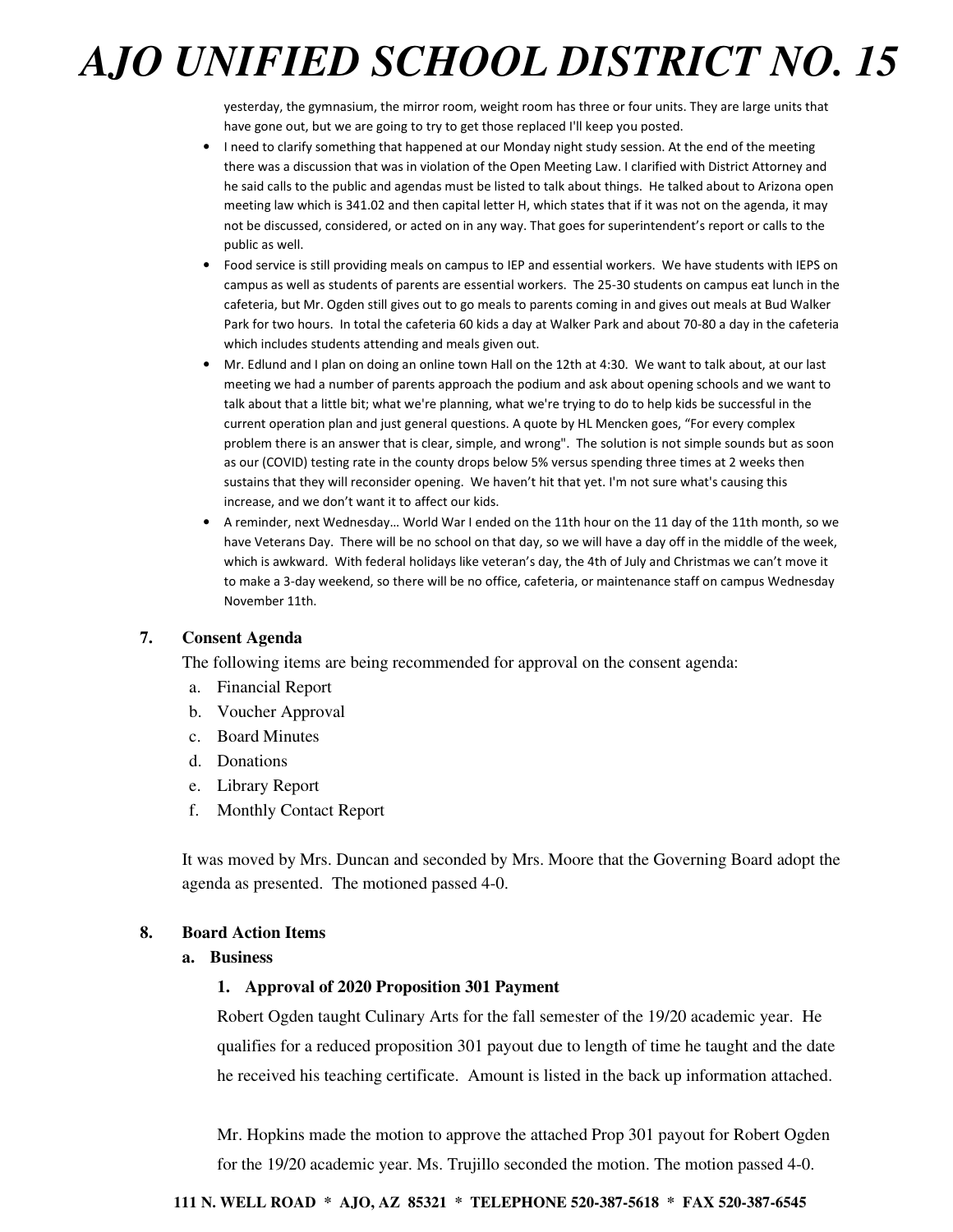yesterday, the gymnasium, the mirror room, weight room has three or four units. They are large units that have gone out, but we are going to try to get those replaced I'll keep you posted.

- I need to clarify something that happened at our Monday night study session. At the end of the meeting there was a discussion that was in violation of the Open Meeting Law. I clarified with District Attorney and he said calls to the public and agendas must be listed to talk about things. He talked about to Arizona open meeting law which is 341.02 and then capital letter H, which states that if it was not on the agenda, it may not be discussed, considered, or acted on in any way. That goes for superintendent's report or calls to the public as well.
- Food service is still providing meals on campus to IEP and essential workers. We have students with IEPS on campus as well as students of parents are essential workers. The 25-30 students on campus eat lunch in the cafeteria, but Mr. Ogden still gives out to go meals to parents coming in and gives out meals at Bud Walker Park for two hours. In total the cafeteria 60 kids a day at Walker Park and about 70-80 a day in the cafeteria which includes students attending and meals given out.
- Mr. Edlund and I plan on doing an online town Hall on the 12th at 4:30. We want to talk about, at our last meeting we had a number of parents approach the podium and ask about opening schools and we want to talk about that a little bit; what we're planning, what we're trying to do to help kids be successful in the current operation plan and just general questions. A quote by HL Mencken goes, "For every complex problem there is an answer that is clear, simple, and wrong". The solution is not simple sounds but as soon as our (COVID) testing rate in the county drops below 5% versus spending three times at 2 weeks then sustains that they will reconsider opening. We haven't hit that yet. I'm not sure what's causing this increase, and we don't want it to affect our kids.
- A reminder, next Wednesday… World War I ended on the 11th hour on the 11 day of the 11th month, so we have Veterans Day. There will be no school on that day, so we will have a day off in the middle of the week, which is awkward. With federal holidays like veteran's day, the 4th of July and Christmas we can't move it to make a 3-day weekend, so there will be no office, cafeteria, or maintenance staff on campus Wednesday November 11th.

**7. Consent Agenda**

The following items are being recommended for approval on the consent agenda:

a. Financial Report
b. Voucher Approval
c. Board Minutes
d. Donations
e. Library Report
f. Monthly Contact Report

It was moved by Mrs. Duncan and seconded by Mrs. Moore that the Governing Board adopt the agenda as presented. The motioned passed 4-0.

**8. Board Action Items**

**a. Business**

**1. Approval of 2020 Proposition 301 Payment**

Robert Ogden taught Culinary Arts for the fall semester of the 19/20 academic year. He qualifies for a reduced proposition 301 payout due to length of time he taught and the date he received his teaching certificate. Amount is listed in the back up information attached.

Mr. Hopkins made the motion to approve the attached Prop 301 payout for Robert Ogden for the 19/20 academic year. Ms. Trujillo seconded the motion. The motion passed 4-0.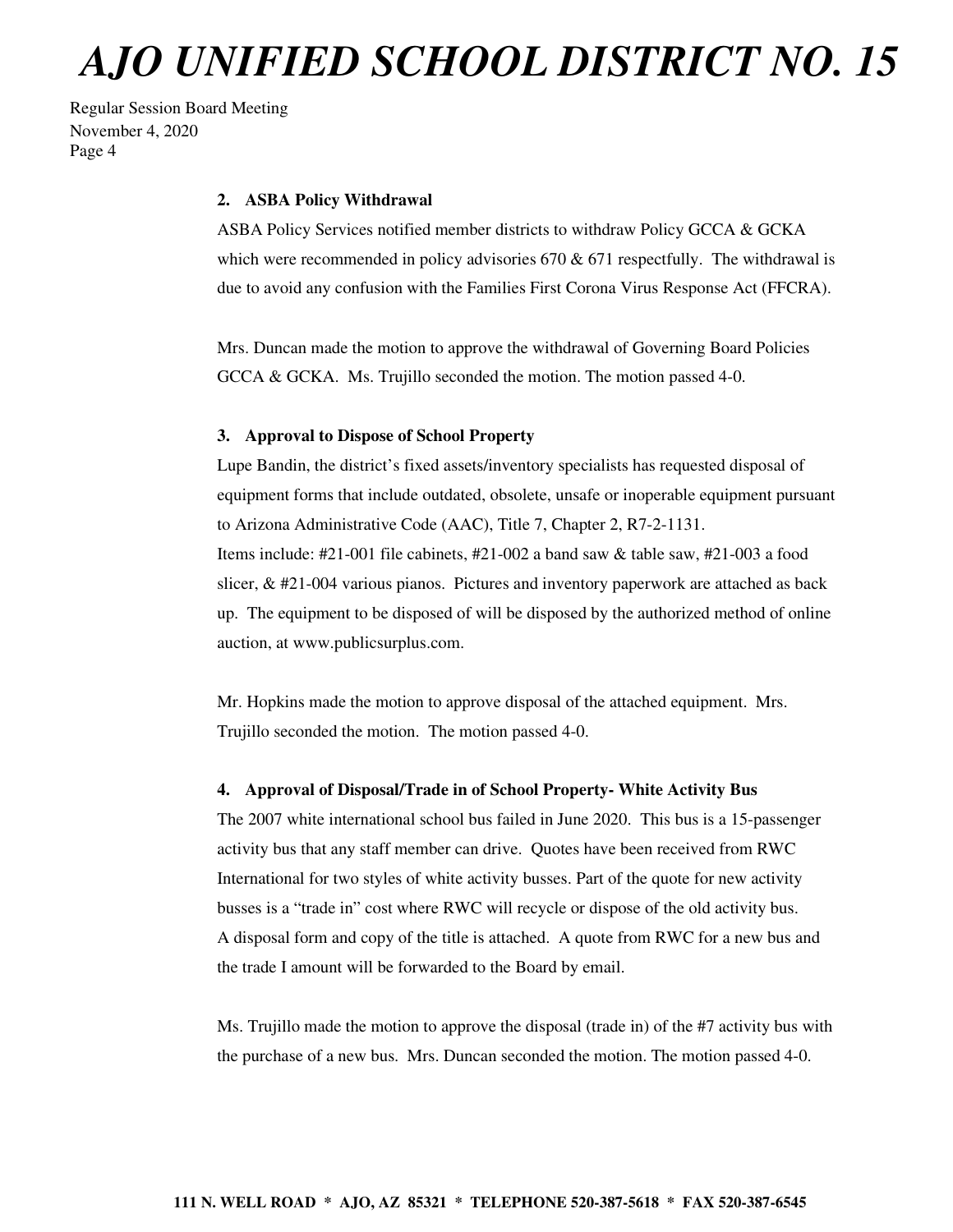**2. ASBA Policy Withdrawal**

ASBA Policy Services notified member districts to withdraw Policy GCCA & GCKA which were recommended in policy advisories 670 & 671 respectfully. The withdrawal is due to avoid any confusion with the Families First Corona Virus Response Act (FFCRA).

Mrs. Duncan made the motion to approve the withdrawal of Governing Board Policies GCCA & GCKA. Ms. Trujillo seconded the motion. The motion passed 4-0.

**3. Approval to Dispose of School Property**

Lupe Bandin, the district's fixed assets/inventory specialists has requested disposal of equipment forms that include outdated, obsolete, unsafe or inoperable equipment pursuant to Arizona Administrative Code (AAC), Title 7, Chapter 2, R7-2-1131.
Items include: #21-001 file cabinets, #21-002 a band saw & table saw, #21-003 a food slicer, & #21-004 various pianos. Pictures and inventory paperwork are attached as back up. The equipment to be disposed of will be disposed by the authorized method of online auction, at www.publicsurplus.com.

Mr. Hopkins made the motion to approve disposal of the attached equipment. Mrs. Trujillo seconded the motion. The motion passed 4-0.

**4. Approval of Disposal/Trade in of School Property- White Activity Bus**

The 2007 white international school bus failed in June 2020. This bus is a 15-passenger activity bus that any staff member can drive. Quotes have been received from RWC International for two styles of white activity busses. Part of the quote for new activity busses is a "trade in" cost where RWC will recycle or dispose of the old activity bus. A disposal form and copy of the title is attached. A quote from RWC for a new bus and the trade I amount will be forwarded to the Board by email.

Ms. Trujillo made the motion to approve the disposal (trade in) of the #7 activity bus with the purchase of a new bus. Mrs. Duncan seconded the motion. The motion passed 4-0.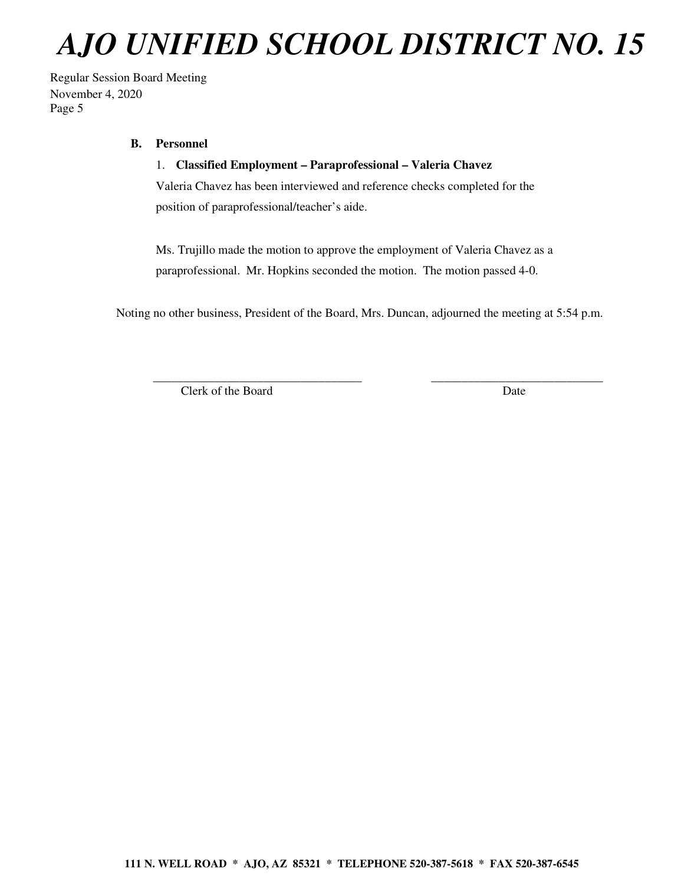**B. Personnel**

1. **Classified Employment – Paraprofessional – Valeria Chavez**

Valeria Chavez has been interviewed and reference checks completed for the position of paraprofessional/teacher's aide.

Ms. Trujillo made the motion to approve the employment of Valeria Chavez as a paraprofessional. Mr. Hopkins seconded the motion. The motion passed 4-0.

Noting no other business, President of the Board, Mrs. Duncan, adjourned the meeting at 5:54 p.m.

\_\_\_\_\_\_\_\_\_\_\_\_\_\_\_\_\_\_\_\_\_\_\_\_\_\_\_\_\_\_\_\_\_\_ \_\_\_\_\_\_\_\_\_\_\_\_\_\_\_\_\_\_\_\_\_\_\_\_\_\_\_\_

Clerk of the Board Date